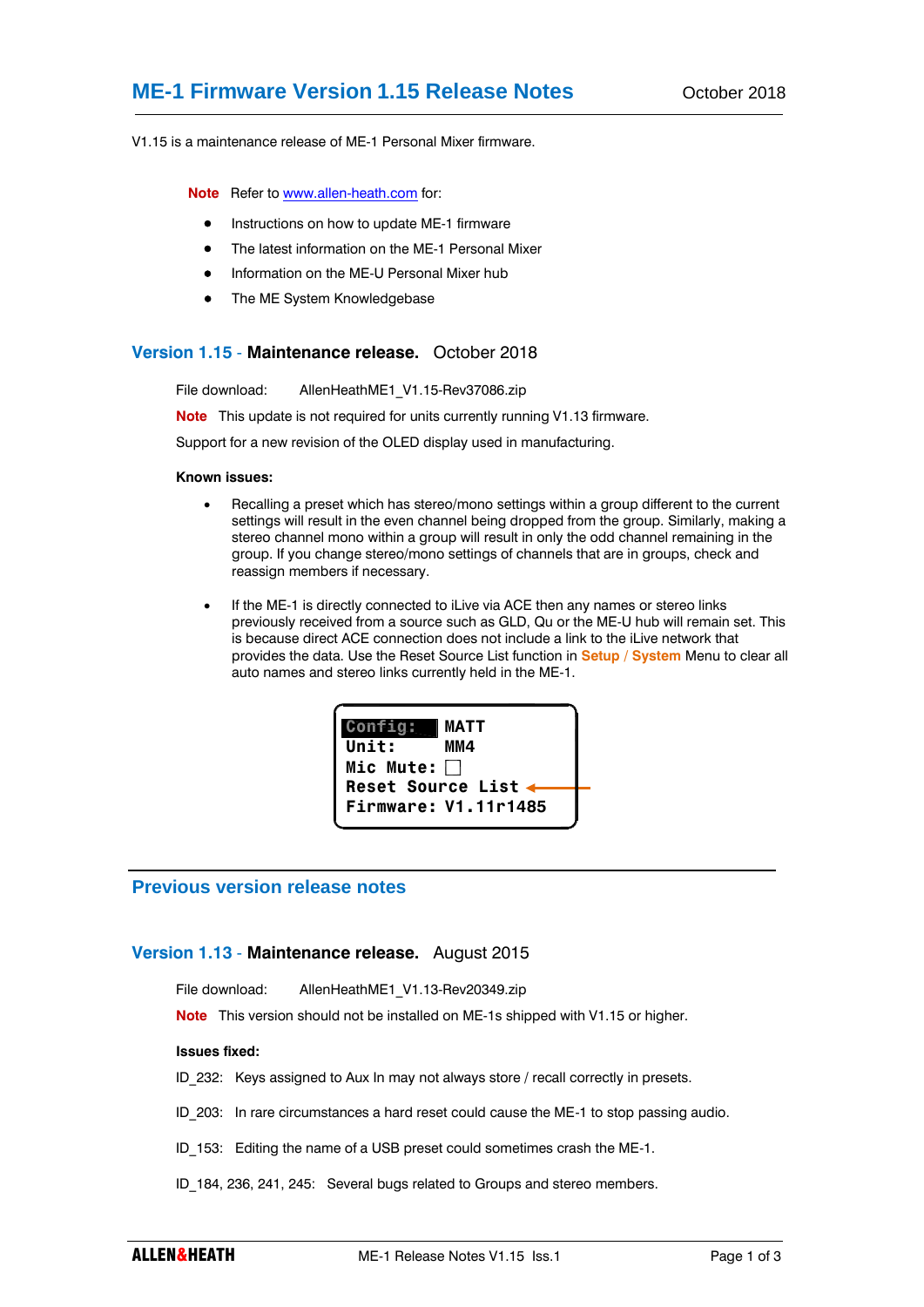# ME-1 Firmware Version 1.15 Release Notes

October 2018

V1.15 is a maintenance release of ME-1 Personal Mixer firmware.

**Note** Refer to www.allen-heath.com for:

- Instructions on how to update ME-1 firmware
- The latest information on the ME-1 Personal Mixer
- Information on the ME-U Personal Mixer hub
- The ME System Knowledgebase

## Version 1.15 - **Maintenance release.** October 2018

File download: AllenHeathME1_V1.15-Rev37086.zip

**Note** This update is not required for units currently running V1.13 firmware.

Support for a new revision of the OLED display used in manufacturing.

**Known issues:**

- Recalling a preset which has stereo/mono settings within a group different to the current settings will result in the even channel being dropped from the group. Similarly, making a stereo channel mono within a group will result in only the odd channel remaining in the group. If you change stereo/mono settings of channels that are in groups, check and reassign members if necessary.

- If the ME-1 is directly connected to iLive via ACE then any names or stereo links previously received from a source such as GLD, Qu or the ME-U hub will remain set. This is because direct ACE connection does not include a link to the iLive network that provides the data. Use the Reset Source List function in **Setup / System** Menu to clear all auto names and stereo links currently held in the ME-1.

```
Config:    MATT
Unit:      MM4
Mic Mute:  ☐
Reset Source List  ←
Firmware: V1.11r1485
```

## Previous version release notes

## Version 1.13 - **Maintenance release.** August 2015

File download: AllenHeathME1_V1.13-Rev20349.zip

**Note** This version should not be installed on ME-1s shipped with V1.15 or higher.

**Issues fixed:**

ID_232: Keys assigned to Aux In may not always store / recall correctly in presets.

ID_203: In rare circumstances a hard reset could cause the ME-1 to stop passing audio.

ID_153: Editing the name of a USB preset could sometimes crash the ME-1.

ID_184, 236, 241, 245: Several bugs related to Groups and stereo members.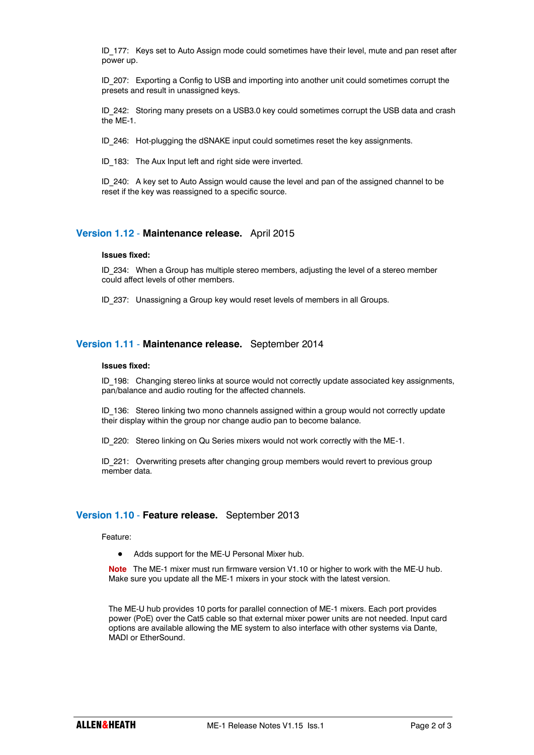ID_177: Keys set to Auto Assign mode could sometimes have their level, mute and pan reset after power up.

ID_207: Exporting a Config to USB and importing into another unit could sometimes corrupt the presets and result in unassigned keys.

ID_242: Storing many presets on a USB3.0 key could sometimes corrupt the USB data and crash the ME-1.

ID_246: Hot-plugging the dSNAKE input could sometimes reset the key assignments.

ID_183: The Aux Input left and right side were inverted.

ID_240: A key set to Auto Assign would cause the level and pan of the assigned channel to be reset if the key was reassigned to a specific source.

## Version 1.12 - **Maintenance release.** April 2015

**Issues fixed:**

ID_234: When a Group has multiple stereo members, adjusting the level of a stereo member could affect levels of other members.

ID_237: Unassigning a Group key would reset levels of members in all Groups.

## Version 1.11 - **Maintenance release.** September 2014

**Issues fixed:**

ID_198: Changing stereo links at source would not correctly update associated key assignments, pan/balance and audio routing for the affected channels.

ID_136: Stereo linking two mono channels assigned within a group would not correctly update their display within the group nor change audio pan to become balance.

ID_220: Stereo linking on Qu Series mixers would not work correctly with the ME-1.

ID_221: Overwriting presets after changing group members would revert to previous group member data.

## Version 1.10 - **Feature release.** September 2013

Feature:

- Adds support for the ME-U Personal Mixer hub.

**Note** The ME-1 mixer must run firmware version V1.10 or higher to work with the ME-U hub. Make sure you update all the ME-1 mixers in your stock with the latest version.

The ME-U hub provides 10 ports for parallel connection of ME-1 mixers. Each port provides power (PoE) over the Cat5 cable so that external mixer power units are not needed. Input card options are available allowing the ME system to also interface with other systems via Dante, MADI or EtherSound.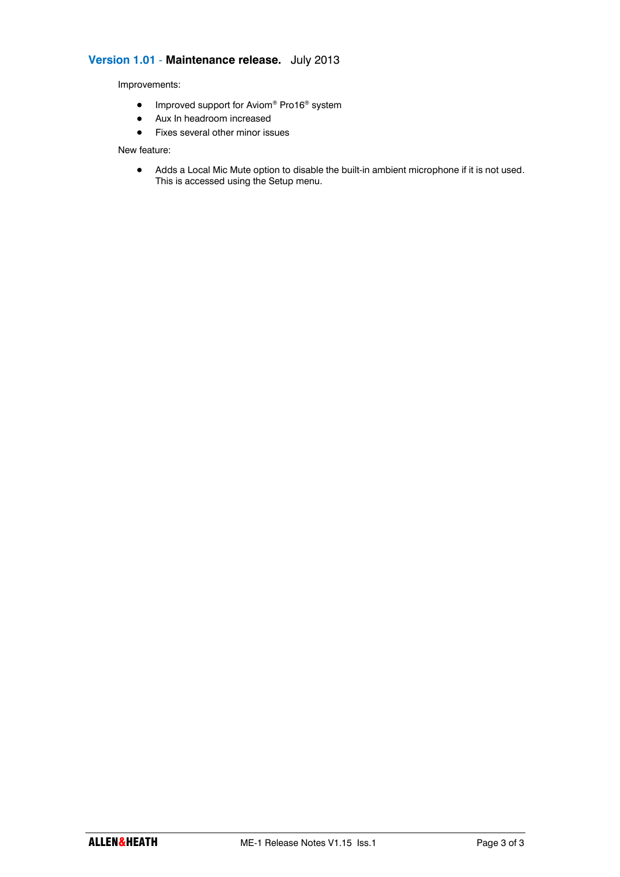## Version 1.01 - **Maintenance release.** July 2013

Improvements:

- Improved support for Aviom® Pro16® system
- Aux In headroom increased
- Fixes several other minor issues

New feature:

- Adds a Local Mic Mute option to disable the built-in ambient microphone if it is not used. This is accessed using the Setup menu.